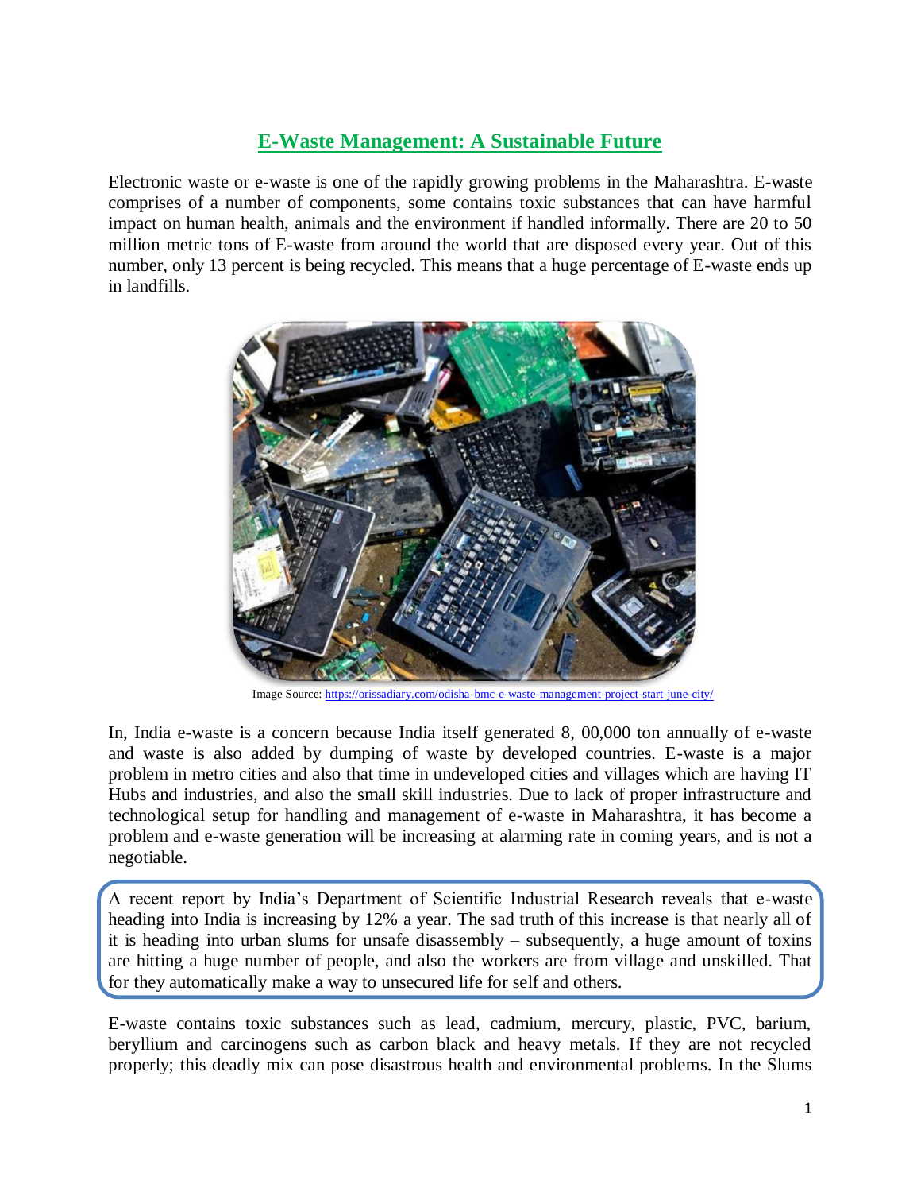# E-Waste Management: A Sustainable Future

Electronic waste or e-waste is one of the rapidly growing problems in the Maharashtra. E-waste comprises of a number of components, some contains toxic substances that can have harmful impact on human health, animals and the environment if handled informally. There are 20 to 50 million metric tons of E-waste from around the world that are disposed every year. Out of this number, only 13 percent is being recycled. This means that a huge percentage of E-waste ends up in landfills.

Image Source: https://orissadiary.com/odisha-bmc-e-waste-management-project-start-june-city/

In, India e-waste is a concern because India itself generated 8, 00,000 ton annually of e-waste and waste is also added by dumping of waste by developed countries. E-waste is a major problem in metro cities and also that time in undeveloped cities and villages which are having IT Hubs and industries, and also the small skill industries. Due to lack of proper infrastructure and technological setup for handling and management of e-waste in Maharashtra, it has become a problem and e-waste generation will be increasing at alarming rate in coming years, and is not a negotiable.

A recent report by India's Department of Scientific Industrial Research reveals that e-waste heading into India is increasing by 12% a year. The sad truth of this increase is that nearly all of it is heading into urban slums for unsafe disassembly – subsequently, a huge amount of toxins are hitting a huge number of people, and also the workers are from village and unskilled. That for they automatically make a way to unsecured life for self and others.

E-waste contains toxic substances such as lead, cadmium, mercury, plastic, PVC, barium, beryllium and carcinogens such as carbon black and heavy metals. If they are not recycled properly; this deadly mix can pose disastrous health and environmental problems. In the Slums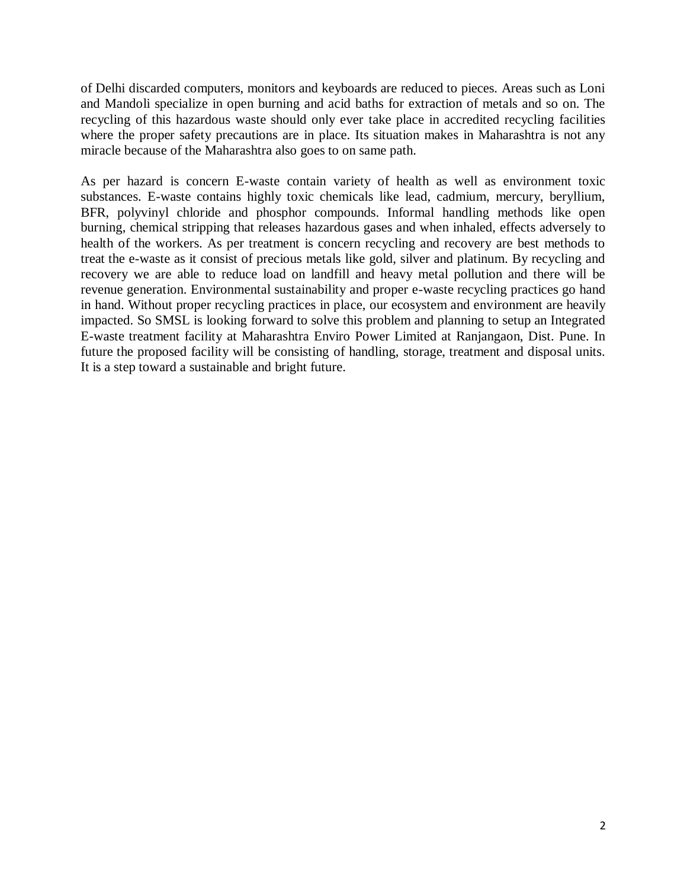of Delhi discarded computers, monitors and keyboards are reduced to pieces. Areas such as Loni and Mandoli specialize in open burning and acid baths for extraction of metals and so on. The recycling of this hazardous waste should only ever take place in accredited recycling facilities where the proper safety precautions are in place. Its situation makes in Maharashtra is not any miracle because of the Maharashtra also goes to on same path.

As per hazard is concern E-waste contain variety of health as well as environment toxic substances. E-waste contains highly toxic chemicals like lead, cadmium, mercury, beryllium, BFR, polyvinyl chloride and phosphor compounds. Informal handling methods like open burning, chemical stripping that releases hazardous gases and when inhaled, effects adversely to health of the workers. As per treatment is concern recycling and recovery are best methods to treat the e-waste as it consist of precious metals like gold, silver and platinum. By recycling and recovery we are able to reduce load on landfill and heavy metal pollution and there will be revenue generation. Environmental sustainability and proper e-waste recycling practices go hand in hand. Without proper recycling practices in place, our ecosystem and environment are heavily impacted. So SMSL is looking forward to solve this problem and planning to setup an Integrated E-waste treatment facility at Maharashtra Enviro Power Limited at Ranjangaon, Dist. Pune. In future the proposed facility will be consisting of handling, storage, treatment and disposal units. It is a step toward a sustainable and bright future.